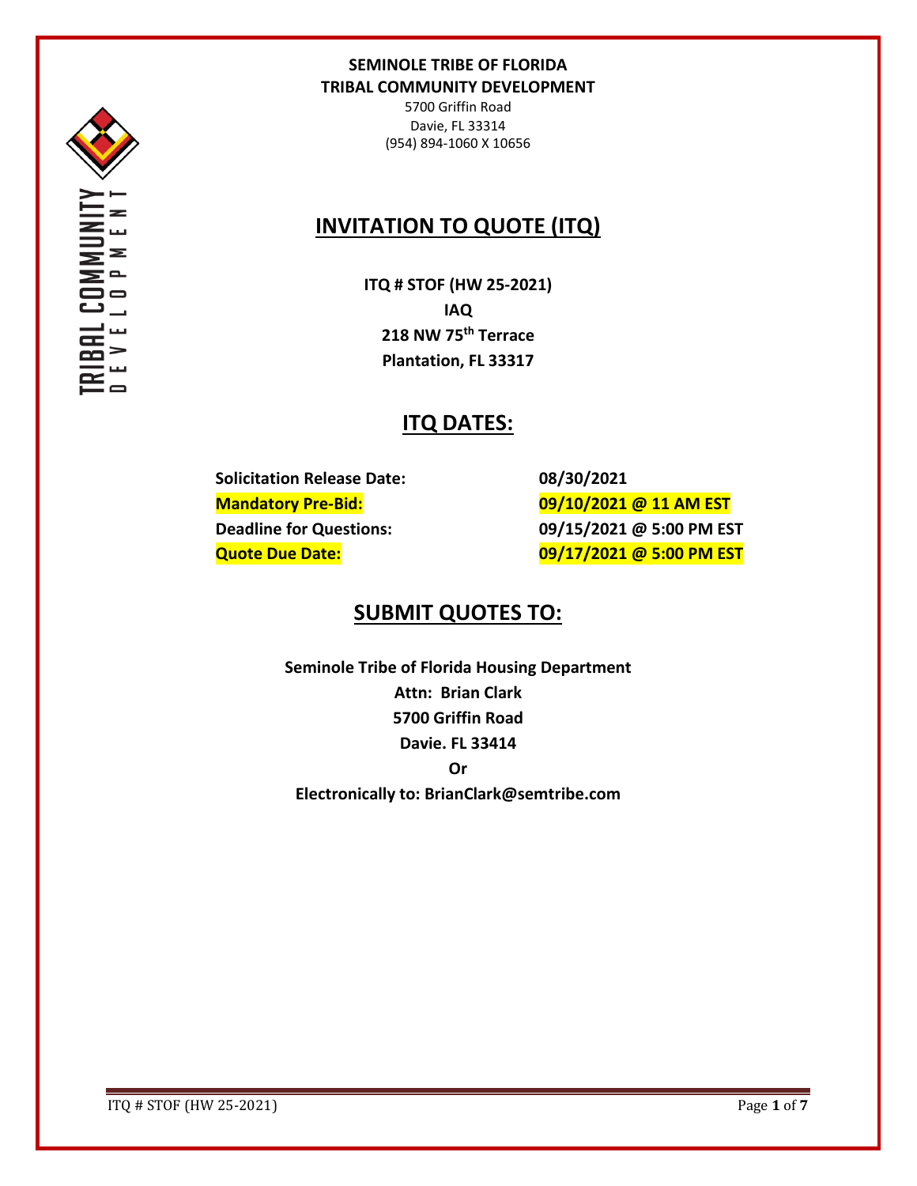**SEMINOLE TRIBE OF FLORIDA**
**TRIBAL COMMUNITY DEVELOPMENT**

5700 Griffin Road
Davie, FL 33314
(954) 894-1060 X 10656

# INVITATION TO QUOTE (ITQ)

**ITQ # STOF (HW 25-2021)**
**IAQ**
**218 NW 75th Terrace**
**Plantation, FL 33317**

## ITQ DATES:

| | |
|---|---|
| **Solicitation Release Date:** | **08/30/2021** |
| **Mandatory Pre-Bid:** | **09/10/2021 @ 11 AM EST** |
| **Deadline for Questions:** | **09/15/2021 @ 5:00 PM EST** |
| **Quote Due Date:** | **09/17/2021 @ 5:00 PM EST** |

## SUBMIT QUOTES TO:

**Seminole Tribe of Florida Housing Department**
**Attn: Brian Clark**
**5700 Griffin Road**
**Davie. FL 33414**
**Or**
**Electronically to: BrianClark@semtribe.com**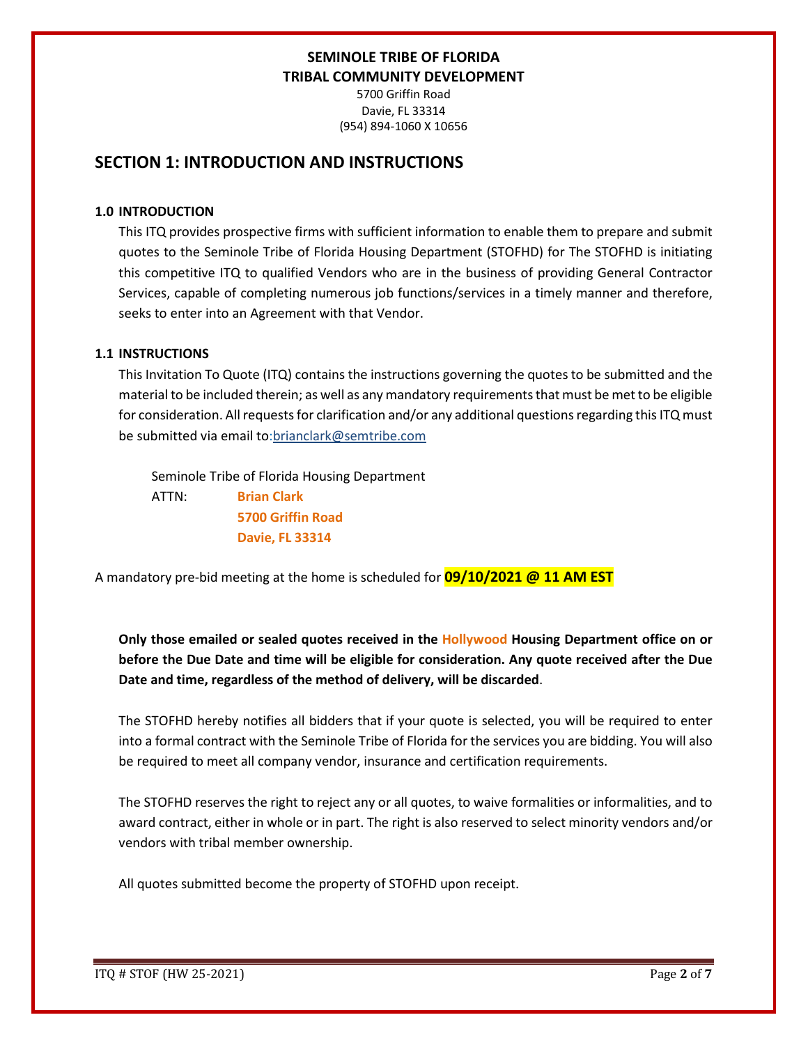**SEMINOLE TRIBE OF FLORIDA**
**TRIBAL COMMUNITY DEVELOPMENT**
5700 Griffin Road
Davie, FL 33314
(954) 894-1060 X 10656

## SECTION 1: INTRODUCTION AND INSTRUCTIONS

### 1.0 INTRODUCTION

This ITQ provides prospective firms with sufficient information to enable them to prepare and submit quotes to the Seminole Tribe of Florida Housing Department (STOFHD) for The STOFHD is initiating this competitive ITQ to qualified Vendors who are in the business of providing General Contractor Services, capable of completing numerous job functions/services in a timely manner and therefore, seeks to enter into an Agreement with that Vendor.

### 1.1 INSTRUCTIONS

This Invitation To Quote (ITQ) contains the instructions governing the quotes to be submitted and the material to be included therein; as well as any mandatory requirements that must be met to be eligible for consideration. All requests for clarification and/or any additional questions regarding this ITQ must be submitted via email to:brianclark@semtribe.com

Seminole Tribe of Florida Housing Department
ATTN: **Brian Clark**
**5700 Griffin Road**
**Davie, FL 33314**

A mandatory pre-bid meeting at the home is scheduled for **09/10/2021 @ 11 AM EST**

**Only those emailed or sealed quotes received in the Hollywood Housing Department office on or before the Due Date and time will be eligible for consideration. Any quote received after the Due Date and time, regardless of the method of delivery, will be discarded**.

The STOFHD hereby notifies all bidders that if your quote is selected, you will be required to enter into a formal contract with the Seminole Tribe of Florida for the services you are bidding. You will also be required to meet all company vendor, insurance and certification requirements.

The STOFHD reserves the right to reject any or all quotes, to waive formalities or informalities, and to award contract, either in whole or in part. The right is also reserved to select minority vendors and/or vendors with tribal member ownership.

All quotes submitted become the property of STOFHD upon receipt.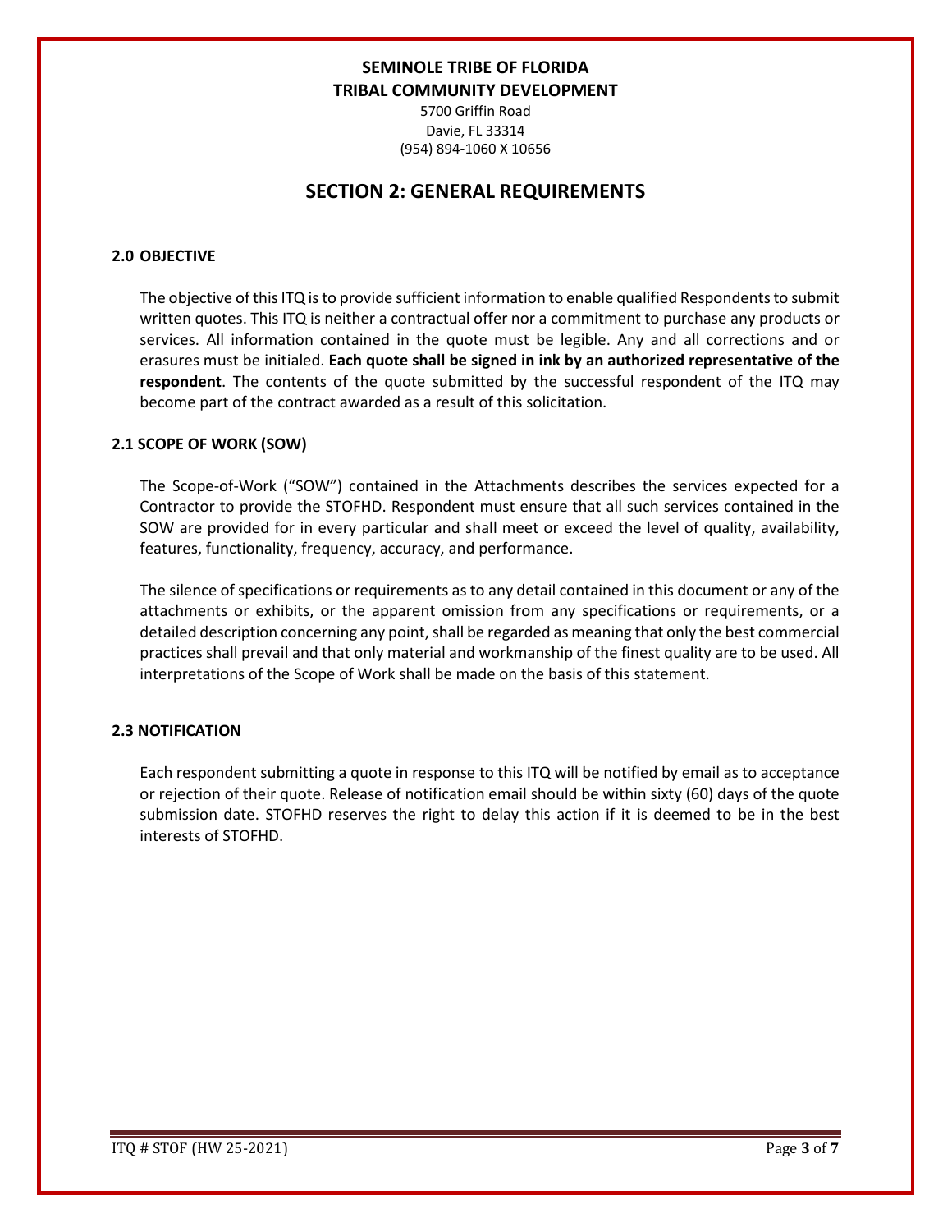**SEMINOLE TRIBE OF FLORIDA**
**TRIBAL COMMUNITY DEVELOPMENT**
5700 Griffin Road
Davie, FL 33314
(954) 894-1060 X 10656

# SECTION 2: GENERAL REQUIREMENTS

## 2.0 OBJECTIVE

The objective of this ITQ is to provide sufficient information to enable qualified Respondents to submit written quotes. This ITQ is neither a contractual offer nor a commitment to purchase any products or services. All information contained in the quote must be legible. Any and all corrections and or erasures must be initialed. **Each quote shall be signed in ink by an authorized representative of the respondent**. The contents of the quote submitted by the successful respondent of the ITQ may become part of the contract awarded as a result of this solicitation.

## 2.1 SCOPE OF WORK (SOW)

The Scope-of-Work ("SOW") contained in the Attachments describes the services expected for a Contractor to provide the STOFHD. Respondent must ensure that all such services contained in the SOW are provided for in every particular and shall meet or exceed the level of quality, availability, features, functionality, frequency, accuracy, and performance.

The silence of specifications or requirements as to any detail contained in this document or any of the attachments or exhibits, or the apparent omission from any specifications or requirements, or a detailed description concerning any point, shall be regarded as meaning that only the best commercial practices shall prevail and that only material and workmanship of the finest quality are to be used. All interpretations of the Scope of Work shall be made on the basis of this statement.

## 2.3 NOTIFICATION

Each respondent submitting a quote in response to this ITQ will be notified by email as to acceptance or rejection of their quote. Release of notification email should be within sixty (60) days of the quote submission date. STOFHD reserves the right to delay this action if it is deemed to be in the best interests of STOFHD.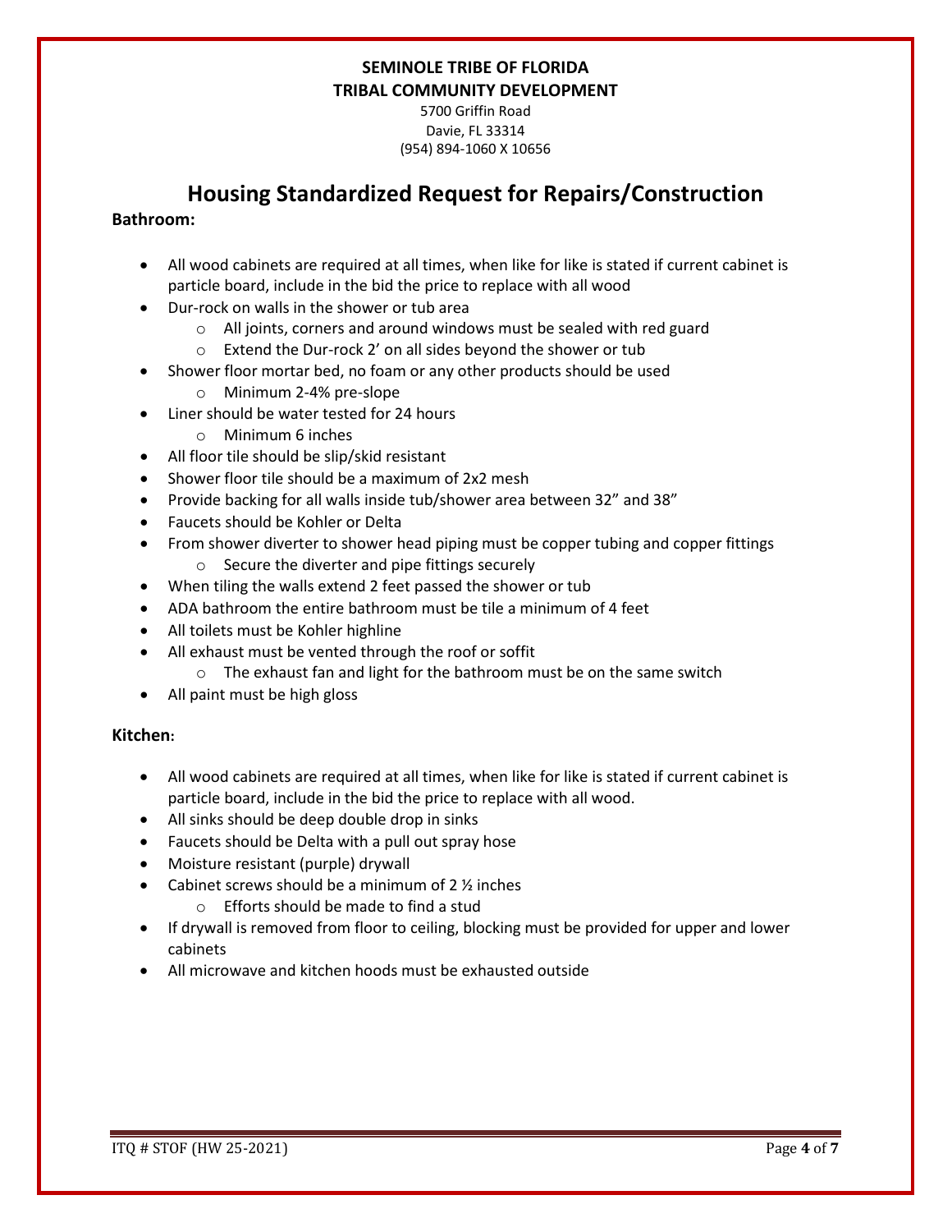**SEMINOLE TRIBE OF FLORIDA**
**TRIBAL COMMUNITY DEVELOPMENT**
5700 Griffin Road
Davie, FL 33314
(954) 894-1060 X 10656

# Housing Standardized Request for Repairs/Construction

**Bathroom:**

- All wood cabinets are required at all times, when like for like is stated if current cabinet is particle board, include in the bid the price to replace with all wood
- Dur-rock on walls in the shower or tub area
  - All joints, corners and around windows must be sealed with red guard
  - Extend the Dur-rock 2' on all sides beyond the shower or tub
- Shower floor mortar bed, no foam or any other products should be used
  - Minimum 2-4% pre-slope
- Liner should be water tested for 24 hours
  - Minimum 6 inches
- All floor tile should be slip/skid resistant
- Shower floor tile should be a maximum of 2x2 mesh
- Provide backing for all walls inside tub/shower area between 32" and 38"
- Faucets should be Kohler or Delta
- From shower diverter to shower head piping must be copper tubing and copper fittings
  - Secure the diverter and pipe fittings securely
- When tiling the walls extend 2 feet passed the shower or tub
- ADA bathroom the entire bathroom must be tile a minimum of 4 feet
- All toilets must be Kohler highline
- All exhaust must be vented through the roof or soffit
  - The exhaust fan and light for the bathroom must be on the same switch
- All paint must be high gloss

**Kitchen:**

- All wood cabinets are required at all times, when like for like is stated if current cabinet is particle board, include in the bid the price to replace with all wood.
- All sinks should be deep double drop in sinks
- Faucets should be Delta with a pull out spray hose
- Moisture resistant (purple) drywall
- Cabinet screws should be a minimum of 2 ½ inches
  - Efforts should be made to find a stud
- If drywall is removed from floor to ceiling, blocking must be provided for upper and lower cabinets
- All microwave and kitchen hoods must be exhausted outside

ITQ # STOF (HW 25-2021)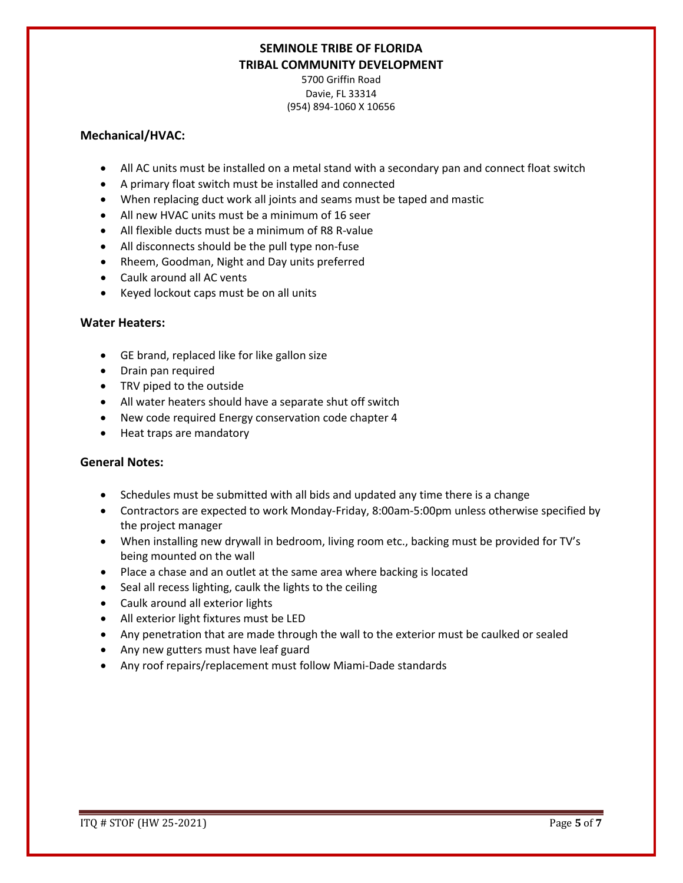**SEMINOLE TRIBE OF FLORIDA**
**TRIBAL COMMUNITY DEVELOPMENT**

5700 Griffin Road
Davie, FL 33314
(954) 894-1060 X 10656

## Mechanical/HVAC:

- All AC units must be installed on a metal stand with a secondary pan and connect float switch
- A primary float switch must be installed and connected
- When replacing duct work all joints and seams must be taped and mastic
- All new HVAC units must be a minimum of 16 seer
- All flexible ducts must be a minimum of R8 R-value
- All disconnects should be the pull type non-fuse
- Rheem, Goodman, Night and Day units preferred
- Caulk around all AC vents
- Keyed lockout caps must be on all units

## Water Heaters:

- GE brand, replaced like for like gallon size
- Drain pan required
- TRV piped to the outside
- All water heaters should have a separate shut off switch
- New code required Energy conservation code chapter 4
- Heat traps are mandatory

## General Notes:

- Schedules must be submitted with all bids and updated any time there is a change
- Contractors are expected to work Monday-Friday, 8:00am-5:00pm unless otherwise specified by the project manager
- When installing new drywall in bedroom, living room etc., backing must be provided for TV's being mounted on the wall
- Place a chase and an outlet at the same area where backing is located
- Seal all recess lighting, caulk the lights to the ceiling
- Caulk around all exterior lights
- All exterior light fixtures must be LED
- Any penetration that are made through the wall to the exterior must be caulked or sealed
- Any new gutters must have leaf guard
- Any roof repairs/replacement must follow Miami-Dade standards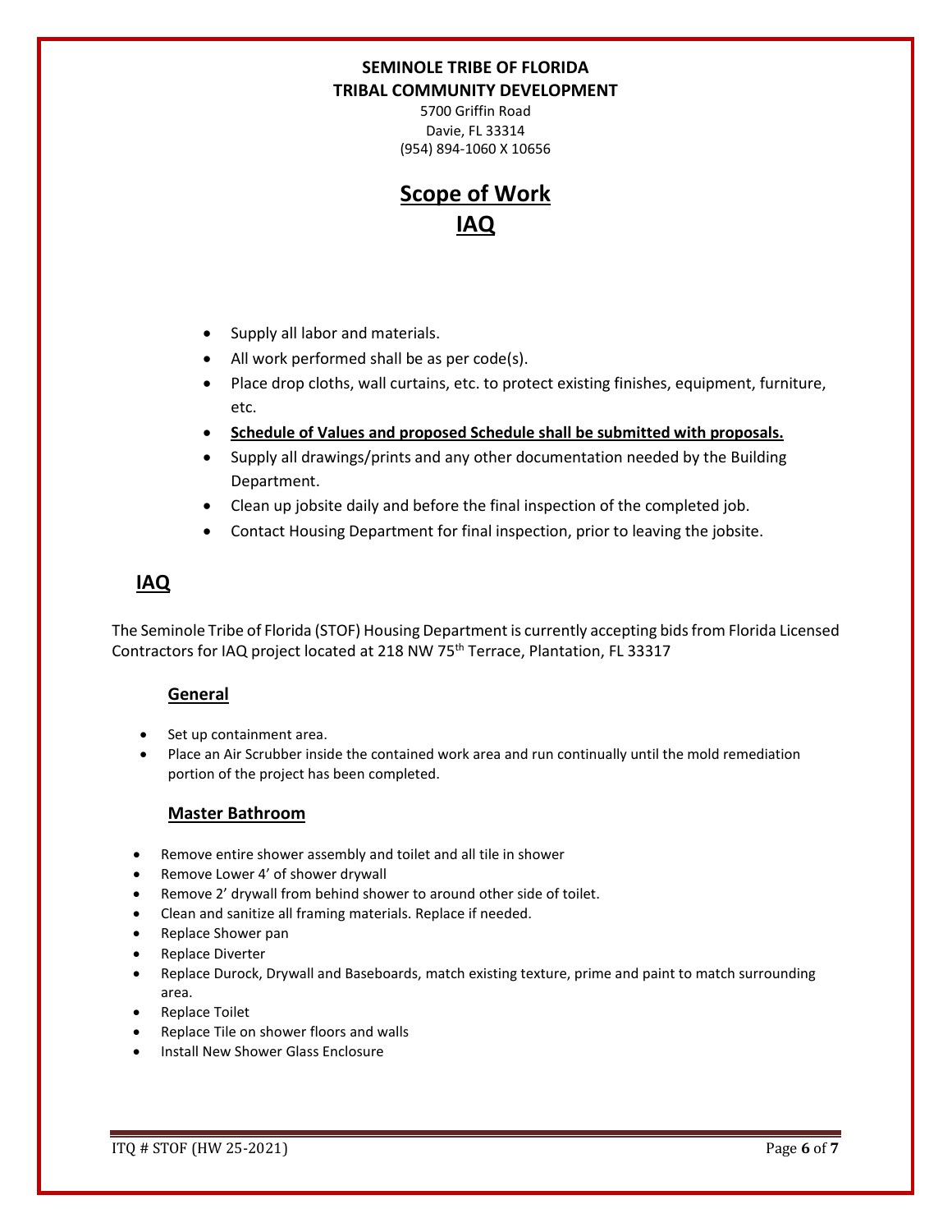**SEMINOLE TRIBE OF FLORIDA**
**TRIBAL COMMUNITY DEVELOPMENT**

5700 Griffin Road
Davie, FL 33314
(954) 894-1060 X 10656

# Scope of Work
# IAQ

- Supply all labor and materials.
- All work performed shall be as per code(s).
- Place drop cloths, wall curtains, etc. to protect existing finishes, equipment, furniture, etc.
- **Schedule of Values and proposed Schedule shall be submitted with proposals.**
- Supply all drawings/prints and any other documentation needed by the Building Department.
- Clean up jobsite daily and before the final inspection of the completed job.
- Contact Housing Department for final inspection, prior to leaving the jobsite.

## IAQ

The Seminole Tribe of Florida (STOF) Housing Department is currently accepting bids from Florida Licensed Contractors for IAQ project located at 218 NW 75th Terrace, Plantation, FL 33317

### General

- Set up containment area.
- Place an Air Scrubber inside the contained work area and run continually until the mold remediation portion of the project has been completed.

### Master Bathroom

- Remove entire shower assembly and toilet and all tile in shower
- Remove Lower 4' of shower drywall
- Remove 2' drywall from behind shower to around other side of toilet.
- Clean and sanitize all framing materials. Replace if needed.
- Replace Shower pan
- Replace Diverter
- Replace Durock, Drywall and Baseboards, match existing texture, prime and paint to match surrounding area.
- Replace Toilet
- Replace Tile on shower floors and walls
- Install New Shower Glass Enclosure

ITQ # STOF (HW 25-2021)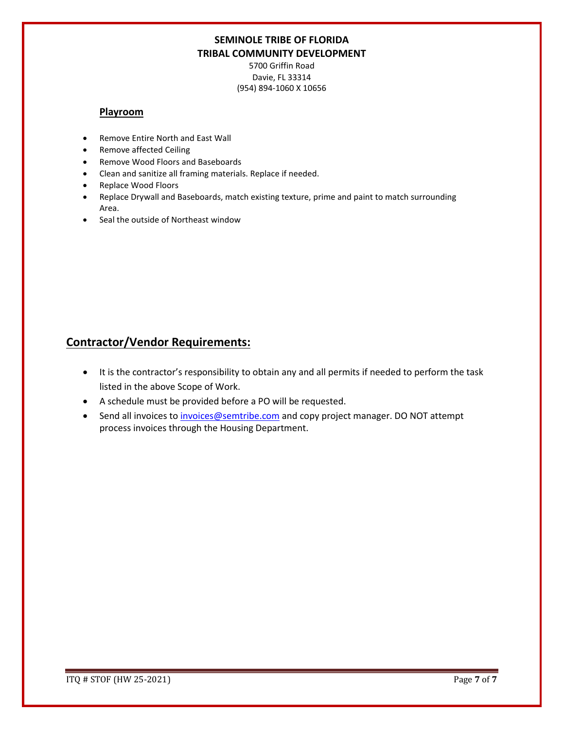**SEMINOLE TRIBE OF FLORIDA**
**TRIBAL COMMUNITY DEVELOPMENT**
5700 Griffin Road
Davie, FL 33314
(954) 894-1060 X 10656

### Playroom

- Remove Entire North and East Wall
- Remove affected Ceiling
- Remove Wood Floors and Baseboards
- Clean and sanitize all framing materials. Replace if needed.
- Replace Wood Floors
- Replace Drywall and Baseboards, match existing texture, prime and paint to match surrounding Area.
- Seal the outside of Northeast window

## Contractor/Vendor Requirements:

- It is the contractor's responsibility to obtain any and all permits if needed to perform the task listed in the above Scope of Work.
- A schedule must be provided before a PO will be requested.
- Send all invoices to invoices@semtribe.com and copy project manager. DO NOT attempt process invoices through the Housing Department.